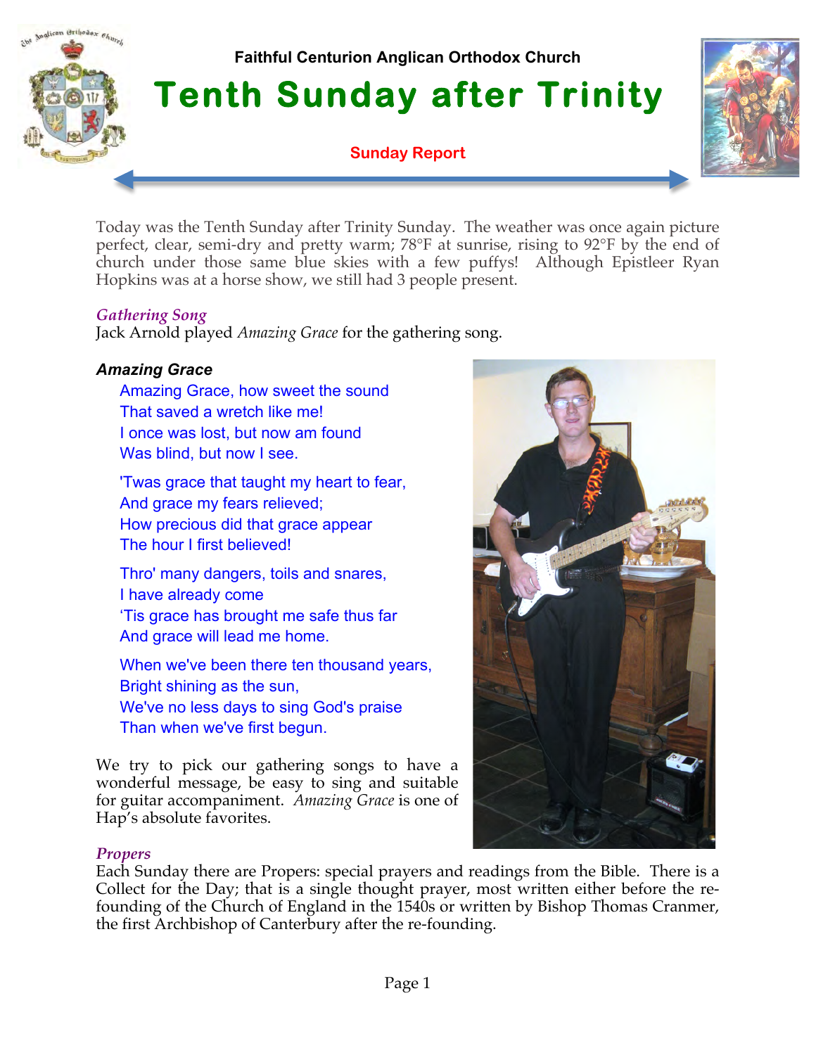Faithful Centurion Anglican Orthodox Church

# Tenth Sunday after Trinity

**Sunday Report**

Today was the Tenth Sunday after Trinity Sunday. The weather was once again picture perfect, clear, semi-dry and pretty warm; 78°F at sunrise, rising to 92°F by the end of church under those same blue skies with a few puffys! Although Epistleer Ryan Hopkins was at a horse show, we still had 3 people present.

### *Gathering Song*

Jack Arnold played *Amazing Grace* for the gathering song.

#### ***Amazing Grace***

Amazing Grace, how sweet the sound
That saved a wretch like me!
I once was lost, but now am found
Was blind, but now I see.

'Twas grace that taught my heart to fear,
And grace my fears relieved;
How precious did that grace appear
The hour I first believed!

Thro' many dangers, toils and snares,
I have already come
'Tis grace has brought me safe thus far
And grace will lead me home.

When we've been there ten thousand years,
Bright shining as the sun,
We've no less days to sing God's praise
Than when we've first begun.

We try to pick our gathering songs to have a wonderful message, be easy to sing and suitable for guitar accompaniment. *Amazing Grace* is one of Hap's absolute favorites.

### *Propers*

Each Sunday there are Propers: special prayers and readings from the Bible. There is a Collect for the Day; that is a single thought prayer, most written either before the re-founding of the Church of England in the 1540s or written by Bishop Thomas Cranmer, the first Archbishop of Canterbury after the re-founding.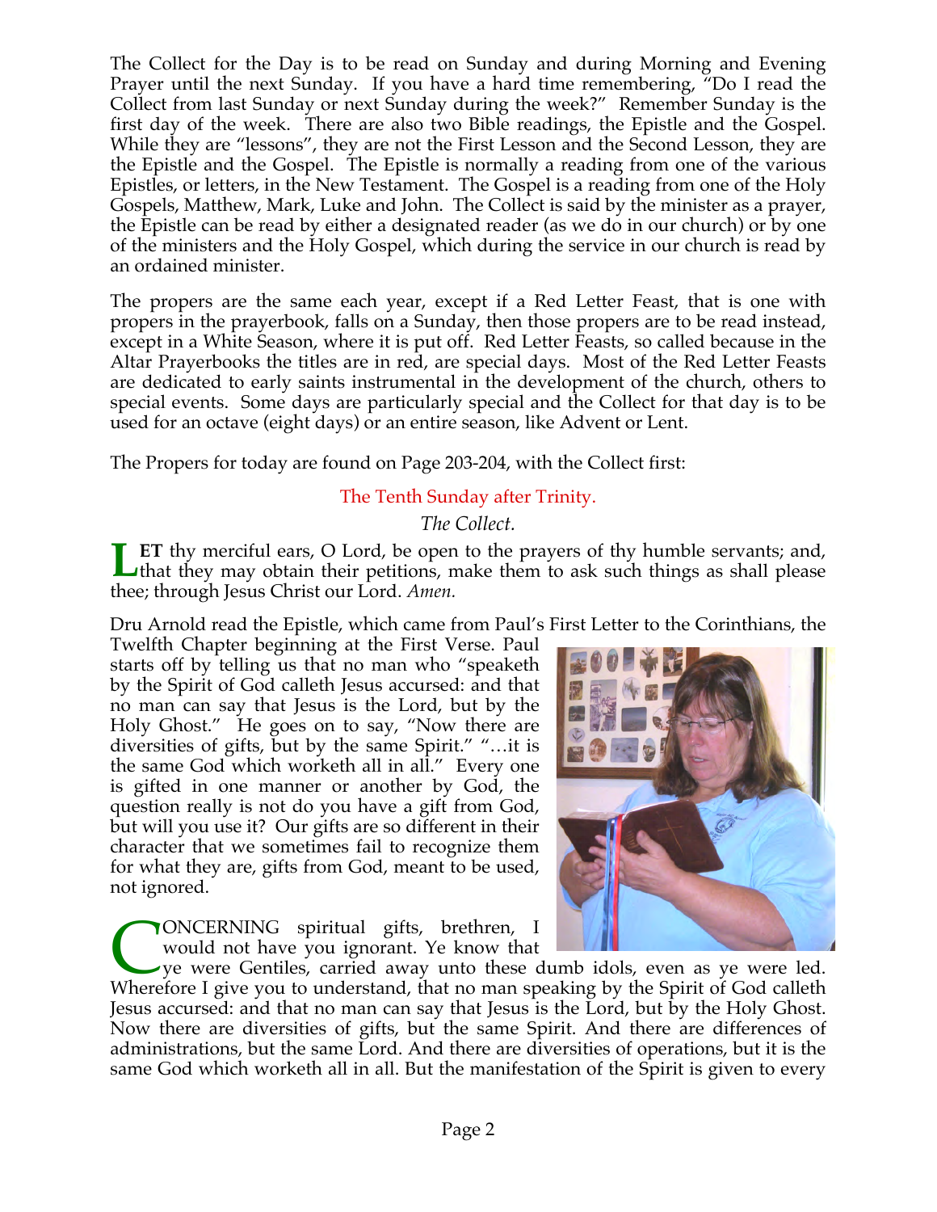The Collect for the Day is to be read on Sunday and during Morning and Evening Prayer until the next Sunday. If you have a hard time remembering, "Do I read the Collect from last Sunday or next Sunday during the week?" Remember Sunday is the first day of the week. There are also two Bible readings, the Epistle and the Gospel. While they are "lessons", they are not the First Lesson and the Second Lesson, they are the Epistle and the Gospel. The Epistle is normally a reading from one of the various Epistles, or letters, in the New Testament. The Gospel is a reading from one of the Holy Gospels, Matthew, Mark, Luke and John. The Collect is said by the minister as a prayer, the Epistle can be read by either a designated reader (as we do in our church) or by one of the ministers and the Holy Gospel, which during the service in our church is read by an ordained minister.

The propers are the same each year, except if a Red Letter Feast, that is one with propers in the prayerbook, falls on a Sunday, then those propers are to be read instead, except in a White Season, where it is put off. Red Letter Feasts, so called because in the Altar Prayerbooks the titles are in red, are special days. Most of the Red Letter Feasts are dedicated to early saints instrumental in the development of the church, others to special events. Some days are particularly special and the Collect for that day is to be used for an octave (eight days) or an entire season, like Advent or Lent.

The Propers for today are found on Page 203-204, with the Collect first:

## The Tenth Sunday after Trinity.

*The Collect.*

**LET** thy merciful ears, O Lord, be open to the prayers of thy humble servants; and, that they may obtain their petitions, make them to ask such things as shall please thee; through Jesus Christ our Lord. *Amen.*

Dru Arnold read the Epistle, which came from Paul's First Letter to the Corinthians, the Twelfth Chapter beginning at the First Verse. Paul starts off by telling us that no man who "speaketh by the Spirit of God calleth Jesus accursed: and that no man can say that Jesus is the Lord, but by the Holy Ghost." He goes on to say, "Now there are diversities of gifts, but by the same Spirit." "…it is the same God which worketh all in all." Every one is gifted in one manner or another by God, the question really is not do you have a gift from God, but will you use it? Our gifts are so different in their character that we sometimes fail to recognize them for what they are, gifts from God, meant to be used, not ignored.

CONCERNING spiritual gifts, brethren, I would not have you ignorant. Ye know that ye were Gentiles, carried away unto these dumb idols, even as ye were led. Wherefore I give you to understand, that no man speaking by the Spirit of God calleth Jesus accursed: and that no man can say that Jesus is the Lord, but by the Holy Ghost. Now there are diversities of gifts, but the same Spirit. And there are differences of administrations, but the same Lord. And there are diversities of operations, but it is the same God which worketh all in all. But the manifestation of the Spirit is given to every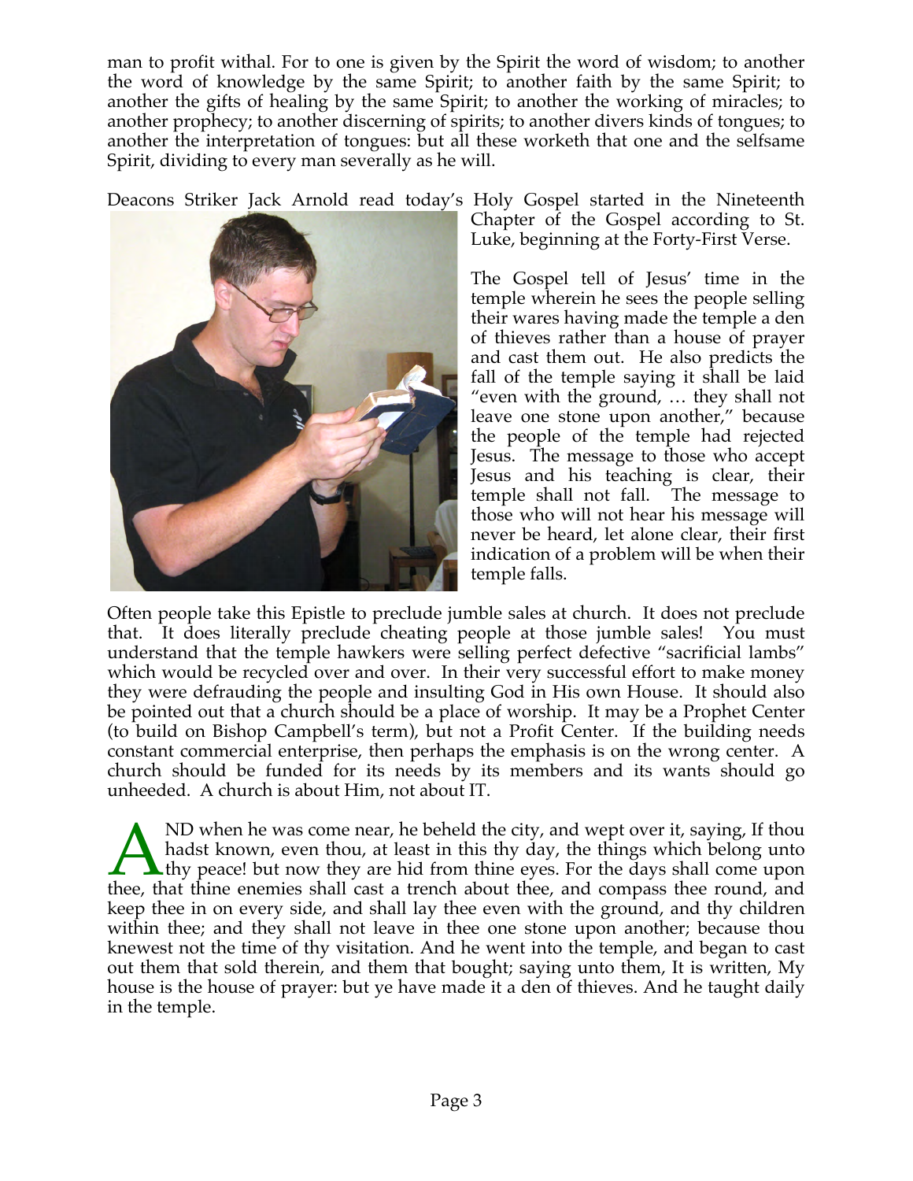man to profit withal. For to one is given by the Spirit the word of wisdom; to another the word of knowledge by the same Spirit; to another faith by the same Spirit; to another the gifts of healing by the same Spirit; to another the working of miracles; to another prophecy; to another discerning of spirits; to another divers kinds of tongues; to another the interpretation of tongues: but all these worketh that one and the selfsame Spirit, dividing to every man severally as he will.

Deacons Striker Jack Arnold read today's Holy Gospel started in the Nineteenth Chapter of the Gospel according to St. Luke, beginning at the Forty-First Verse.

The Gospel tell of Jesus' time in the temple wherein he sees the people selling their wares having made the temple a den of thieves rather than a house of prayer and cast them out. He also predicts the fall of the temple saying it shall be laid "even with the ground, … they shall not leave one stone upon another," because the people of the temple had rejected Jesus. The message to those who accept Jesus and his teaching is clear, their temple shall not fall. The message to those who will not hear his message will never be heard, let alone clear, their first indication of a problem will be when their temple falls.

Often people take this Epistle to preclude jumble sales at church. It does not preclude that. It does literally preclude cheating people at those jumble sales! You must understand that the temple hawkers were selling perfect defective "sacrificial lambs" which would be recycled over and over. In their very successful effort to make money they were defrauding the people and insulting God in His own House. It should also be pointed out that a church should be a place of worship. It may be a Prophet Center (to build on Bishop Campbell's term), but not a Profit Center. If the building needs constant commercial enterprise, then perhaps the emphasis is on the wrong center. A church should be funded for its needs by its members and its wants should go unheeded. A church is about Him, not about IT.

AND when he was come near, he beheld the city, and wept over it, saying, If thou hadst known, even thou, at least in this thy day, the things which belong unto thy peace! but now they are hid from thine eyes. For the days shall come upon thee, that thine enemies shall cast a trench about thee, and compass thee round, and keep thee in on every side, and shall lay thee even with the ground, and thy children within thee; and they shall not leave in thee one stone upon another; because thou knewest not the time of thy visitation. And he went into the temple, and began to cast out them that sold therein, and them that bought; saying unto them, It is written, My house is the house of prayer: but ye have made it a den of thieves. And he taught daily in the temple.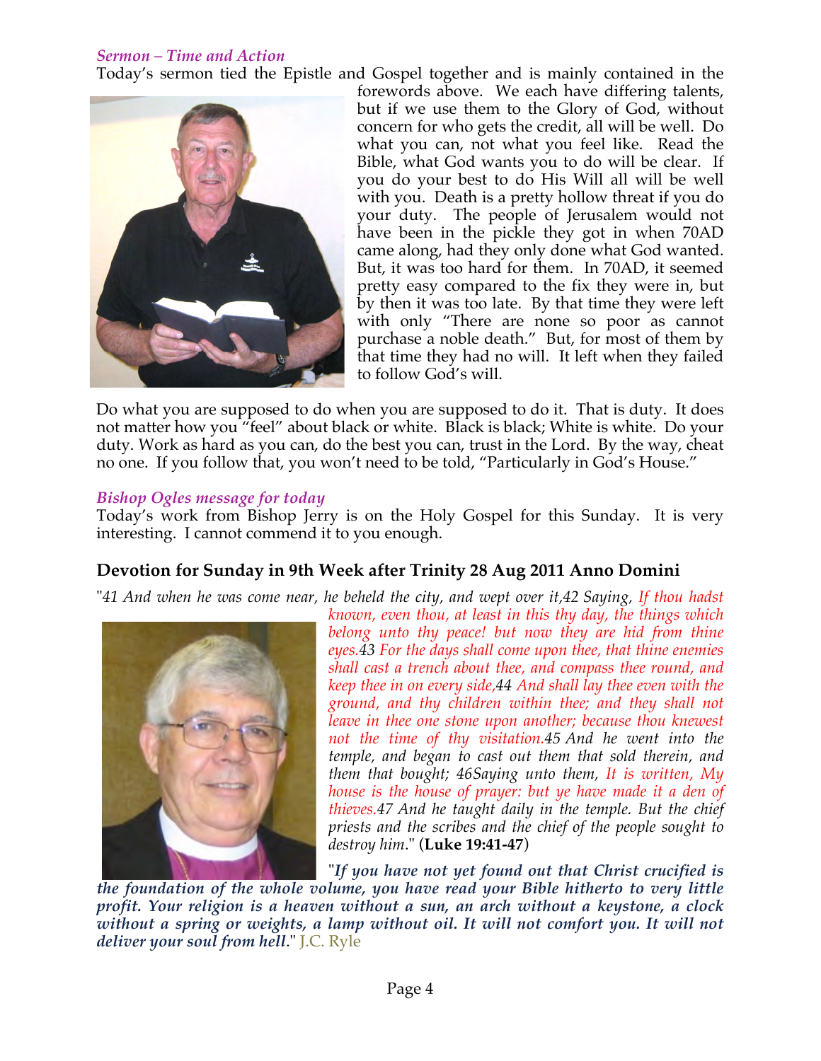*Sermon – Time and Action*

Today's sermon tied the Epistle and Gospel together and is mainly contained in the forewords above. We each have differing talents, but if we use them to the Glory of God, without concern for who gets the credit, all will be well. Do what you can, not what you feel like. Read the Bible, what God wants you to do will be clear. If you do your best to do His Will all will be well with you. Death is a pretty hollow threat if you do your duty. The people of Jerusalem would not have been in the pickle they got in when 70AD came along, had they only done what God wanted. But, it was too hard for them. In 70AD, it seemed pretty easy compared to the fix they were in, but by then it was too late. By that time they were left with only "There are none so poor as cannot purchase a noble death." But, for most of them by that time they had no will. It left when they failed to follow God's will.

Do what you are supposed to do when you are supposed to do it. That is duty. It does not matter how you "feel" about black or white. Black is black; White is white. Do your duty. Work as hard as you can, do the best you can, trust in the Lord. By the way, cheat no one. If you follow that, you won't need to be told, "Particularly in God's House."

*Bishop Ogles message for today*

Today's work from Bishop Jerry is on the Holy Gospel for this Sunday. It is very interesting. I cannot commend it to you enough.

## Devotion for Sunday in 9th Week after Trinity 28 Aug 2011 Anno Domini

"*41 And when he was come near, he beheld the city, and wept over it,42 Saying, If thou hadst known, even thou, at least in this thy day, the things which belong unto thy peace! but now they are hid from thine eyes.43 For the days shall come upon thee, that thine enemies shall cast a trench about thee, and compass thee round, and keep thee in on every side,44 And shall lay thee even with the ground, and thy children within thee; and they shall not leave in thee one stone upon another; because thou knewest not the time of thy visitation.45 And he went into the temple, and began to cast out them that sold therein, and them that bought; 46Saying unto them, It is written, My house is the house of prayer: but ye have made it a den of thieves.47 And he taught daily in the temple. But the chief priests and the scribes and the chief of the people sought to destroy him.*" (**Luke 19:41-47**)

"***If you have not yet found out that Christ crucified is the foundation of the whole volume, you have read your Bible hitherto to very little profit. Your religion is a heaven without a sun, an arch without a keystone, a clock without a spring or weights, a lamp without oil. It will not comfort you. It will not deliver your soul from hell***." J.C. Ryle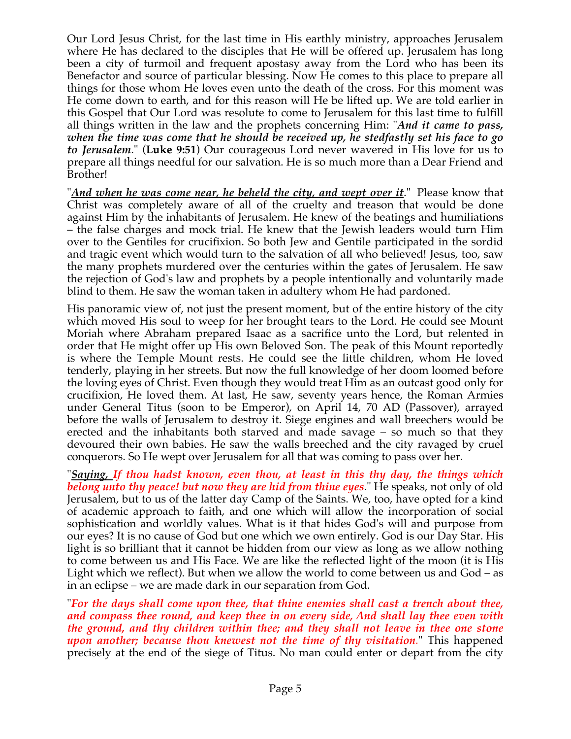Our Lord Jesus Christ, for the last time in His earthly ministry, approaches Jerusalem where He has declared to the disciples that He will be offered up. Jerusalem has long been a city of turmoil and frequent apostasy away from the Lord who has been its Benefactor and source of particular blessing. Now He comes to this place to prepare all things for those whom He loves even unto the death of the cross. For this moment was He come down to earth, and for this reason will He be lifted up. We are told earlier in this Gospel that Our Lord was resolute to come to Jerusalem for this last time to fulfill all things written in the law and the prophets concerning Him: "***And it came to pass, when the time was come that he should be received up, he stedfastly set his face to go to Jerusalem***." (**Luke 9:51**) Our courageous Lord never wavered in His love for us to prepare all things needful for our salvation. He is so much more than a Dear Friend and Brother!

"***<u>And when he was come near, he beheld the city, and wept over it</u>***." Please know that Christ was completely aware of all of the cruelty and treason that would be done against Him by the inhabitants of Jerusalem. He knew of the beatings and humiliations – the false charges and mock trial. He knew that the Jewish leaders would turn Him over to the Gentiles for crucifixion. So both Jew and Gentile participated in the sordid and tragic event which would turn to the salvation of all who believed! Jesus, too, saw the many prophets murdered over the centuries within the gates of Jerusalem. He saw the rejection of God's law and prophets by a people intentionally and voluntarily made blind to them. He saw the woman taken in adultery whom He had pardoned.

His panoramic view of, not just the present moment, but of the entire history of the city which moved His soul to weep for her brought tears to the Lord. He could see Mount Moriah where Abraham prepared Isaac as a sacrifice unto the Lord, but relented in order that He might offer up His own Beloved Son. The peak of this Mount reportedly is where the Temple Mount rests. He could see the little children, whom He loved tenderly, playing in her streets. But now the full knowledge of her doom loomed before the loving eyes of Christ. Even though they would treat Him as an outcast good only for crucifixion, He loved them. At last, He saw, seventy years hence, the Roman Armies under General Titus (soon to be Emperor), on April 14, 70 AD (Passover), arrayed before the walls of Jerusalem to destroy it. Siege engines and wall breechers would be erected and the inhabitants both starved and made savage – so much so that they devoured their own babies. He saw the walls breeched and the city ravaged by cruel conquerors. So He wept over Jerusalem for all that was coming to pass over her.

"***<u>Saying,</u> If thou hadst known, even thou, at least in this thy day, the things which belong unto thy peace! but now they are hid from thine eyes.***" He speaks, not only of old Jerusalem, but to us of the latter day Camp of the Saints. We, too, have opted for a kind of academic approach to faith, and one which will allow the incorporation of social sophistication and worldly values. What is it that hides God's will and purpose from our eyes? It is no cause of God but one which we own entirely. God is our Day Star. His light is so brilliant that it cannot be hidden from our view as long as we allow nothing to come between us and His Face. We are like the reflected light of the moon (it is His Light which we reflect). But when we allow the world to come between us and God – as in an eclipse – we are made dark in our separation from God.

"***For the days shall come upon thee, that thine enemies shall cast a trench about thee, and compass thee round, and keep thee in on every side, And shall lay thee even with the ground, and thy children within thee; and they shall not leave in thee one stone upon another; because thou knewest not the time of thy visitation.***" This happened precisely at the end of the siege of Titus. No man could enter or depart from the city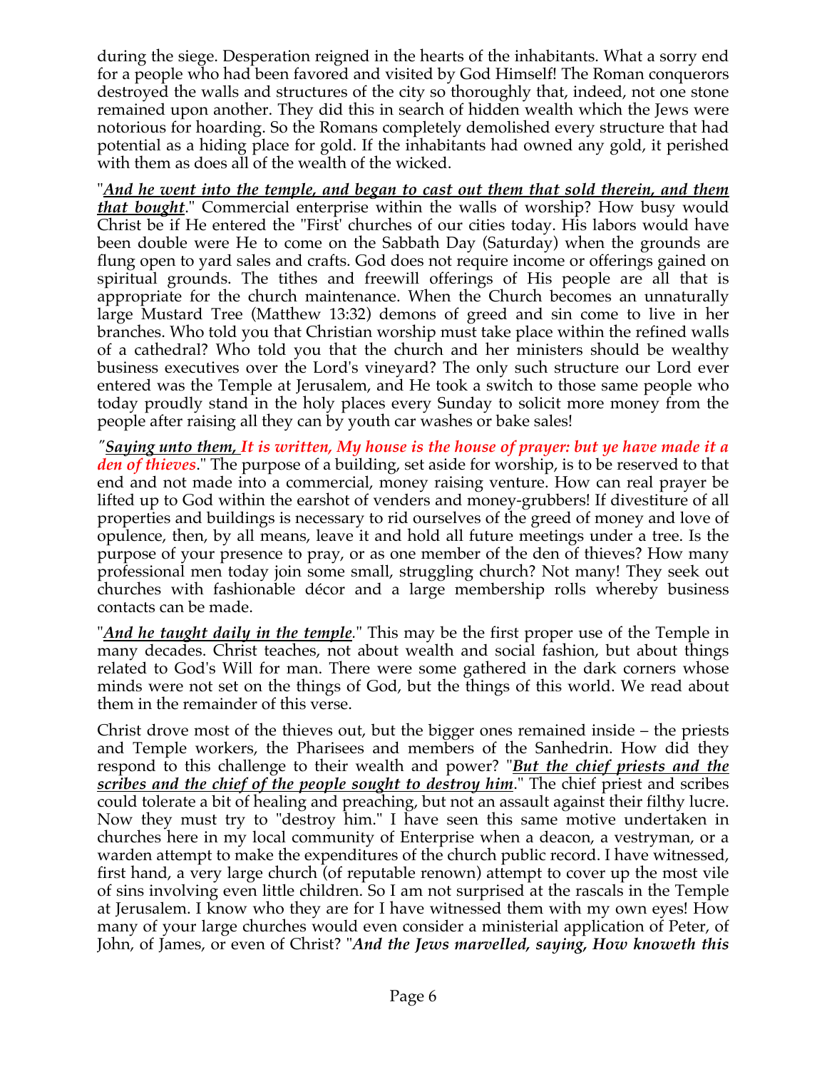during the siege. Desperation reigned in the hearts of the inhabitants. What a sorry end for a people who had been favored and visited by God Himself! The Roman conquerors destroyed the walls and structures of the city so thoroughly that, indeed, not one stone remained upon another. They did this in search of hidden wealth which the Jews were notorious for hoarding. So the Romans completely demolished every structure that had potential as a hiding place for gold. If the inhabitants had owned any gold, it perished with them as does all of the wealth of the wicked.

"***And he went into the temple, and began to cast out them that sold therein, and them that bought***." Commercial enterprise within the walls of worship? How busy would Christ be if He entered the "First' churches of our cities today. His labors would have been double were He to come on the Sabbath Day (Saturday) when the grounds are flung open to yard sales and crafts. God does not require income or offerings gained on spiritual grounds. The tithes and freewill offerings of His people are all that is appropriate for the church maintenance. When the Church becomes an unnaturally large Mustard Tree (Matthew 13:32) demons of greed and sin come to live in her branches. Who told you that Christian worship must take place within the refined walls of a cathedral? Who told you that the church and her ministers should be wealthy business executives over the Lord's vineyard? The only such structure our Lord ever entered was the Temple at Jerusalem, and He took a switch to those same people who today proudly stand in the holy places every Sunday to solicit more money from the people after raising all they can by youth car washes or bake sales!

"***Saying unto them, It is written, My house is the house of prayer: but ye have made it a den of thieves***." The purpose of a building, set aside for worship, is to be reserved to that end and not made into a commercial, money raising venture. How can real prayer be lifted up to God within the earshot of venders and money-grubbers! If divestiture of all properties and buildings is necessary to rid ourselves of the greed of money and love of opulence, then, by all means, leave it and hold all future meetings under a tree. Is the purpose of your presence to pray, or as one member of the den of thieves? How many professional men today join some small, struggling church? Not many! They seek out churches with fashionable décor and a large membership rolls whereby business contacts can be made.

"***And he taught daily in the temple***." This may be the first proper use of the Temple in many decades. Christ teaches, not about wealth and social fashion, but about things related to God's Will for man. There were some gathered in the dark corners whose minds were not set on the things of God, but the things of this world. We read about them in the remainder of this verse.

Christ drove most of the thieves out, but the bigger ones remained inside – the priests and Temple workers, the Pharisees and members of the Sanhedrin. How did they respond to this challenge to their wealth and power? "***But the chief priests and the scribes and the chief of the people sought to destroy him***." The chief priest and scribes could tolerate a bit of healing and preaching, but not an assault against their filthy lucre. Now they must try to "destroy him." I have seen this same motive undertaken in churches here in my local community of Enterprise when a deacon, a vestryman, or a warden attempt to make the expenditures of the church public record. I have witnessed, first hand, a very large church (of reputable renown) attempt to cover up the most vile of sins involving even little children. So I am not surprised at the rascals in the Temple at Jerusalem. I know who they are for I have witnessed them with my own eyes! How many of your large churches would even consider a ministerial application of Peter, of John, of James, or even of Christ? "***And the Jews marvelled, saying, How knoweth this***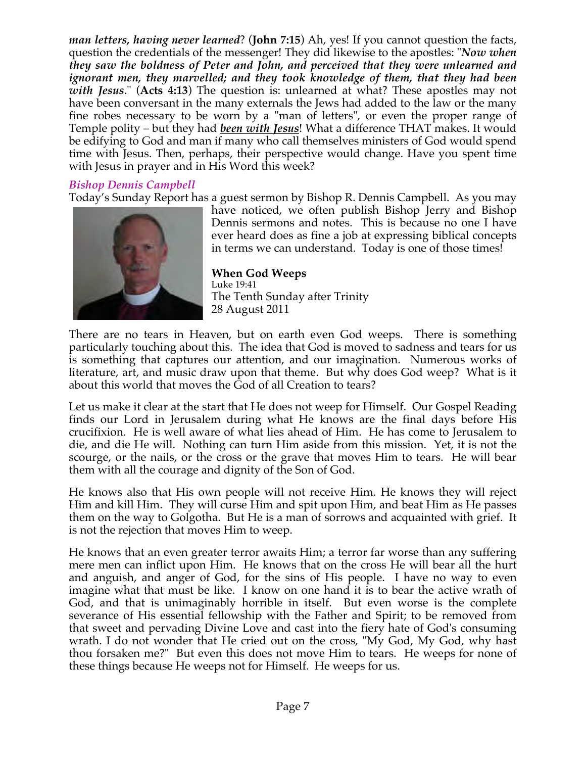***man letters, having never learned***? (**John 7:15**) Ah, yes! If you cannot question the facts, question the credentials of the messenger! They did likewise to the apostles: "***Now when they saw the boldness of Peter and John, and perceived that they were unlearned and ignorant men, they marvelled; and they took knowledge of them, that they had been with Jesus***." (**Acts 4:13**) The question is: unlearned at what? These apostles may not have been conversant in the many externals the Jews had added to the law or the many fine robes necessary to be worn by a "man of letters", or even the proper range of Temple polity – but they had ***been with Jesus***! What a difference THAT makes. It would be edifying to God and man if many who call themselves ministers of God would spend time with Jesus. Then, perhaps, their perspective would change. Have you spent time with Jesus in prayer and in His Word this week?

### *Bishop Dennis Campbell*

Today's Sunday Report has a guest sermon by Bishop R. Dennis Campbell. As you may have noticed, we often publish Bishop Jerry and Bishop Dennis sermons and notes. This is because no one I have ever heard does as fine a job at expressing biblical concepts in terms we can understand. Today is one of those times!

**When God Weeps**
Luke 19:41
The Tenth Sunday after Trinity
28 August 2011

There are no tears in Heaven, but on earth even God weeps. There is something particularly touching about this. The idea that God is moved to sadness and tears for us is something that captures our attention, and our imagination. Numerous works of literature, art, and music draw upon that theme. But why does God weep? What is it about this world that moves the God of all Creation to tears?

Let us make it clear at the start that He does not weep for Himself. Our Gospel Reading finds our Lord in Jerusalem during what He knows are the final days before His crucifixion. He is well aware of what lies ahead of Him. He has come to Jerusalem to die, and die He will. Nothing can turn Him aside from this mission. Yet, it is not the scourge, or the nails, or the cross or the grave that moves Him to tears. He will bear them with all the courage and dignity of the Son of God.

He knows also that His own people will not receive Him. He knows they will reject Him and kill Him. They will curse Him and spit upon Him, and beat Him as He passes them on the way to Golgotha. But He is a man of sorrows and acquainted with grief. It is not the rejection that moves Him to weep.

He knows that an even greater terror awaits Him; a terror far worse than any suffering mere men can inflict upon Him. He knows that on the cross He will bear all the hurt and anguish, and anger of God, for the sins of His people. I have no way to even imagine what that must be like. I know on one hand it is to bear the active wrath of God, and that is unimaginably horrible in itself. But even worse is the complete severance of His essential fellowship with the Father and Spirit; to be removed from that sweet and pervading Divine Love and cast into the fiery hate of God's consuming wrath. I do not wonder that He cried out on the cross, "My God, My God, why hast thou forsaken me?" But even this does not move Him to tears. He weeps for none of these things because He weeps not for Himself. He weeps for us.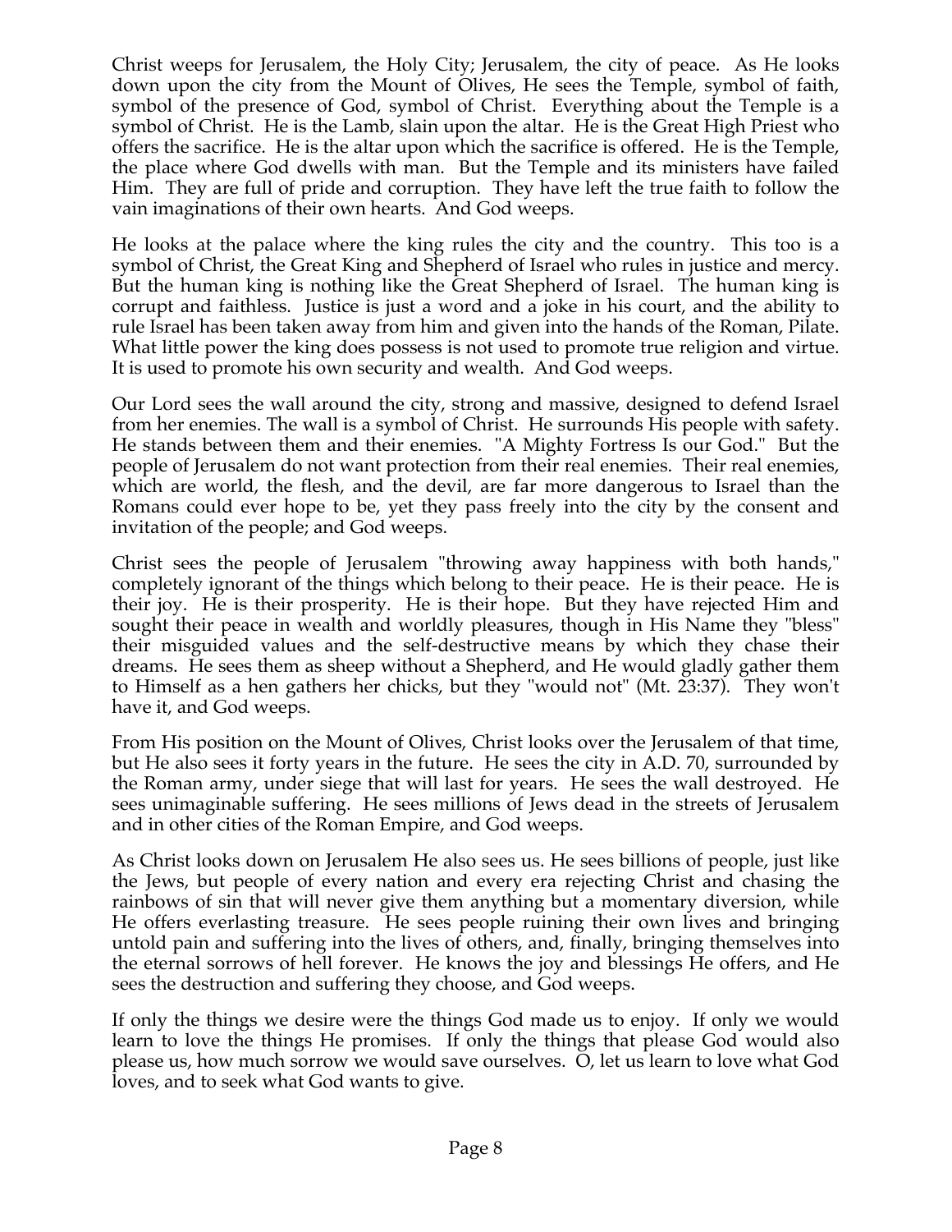Christ weeps for Jerusalem, the Holy City; Jerusalem, the city of peace. As He looks down upon the city from the Mount of Olives, He sees the Temple, symbol of faith, symbol of the presence of God, symbol of Christ. Everything about the Temple is a symbol of Christ. He is the Lamb, slain upon the altar. He is the Great High Priest who offers the sacrifice. He is the altar upon which the sacrifice is offered. He is the Temple, the place where God dwells with man. But the Temple and its ministers have failed Him. They are full of pride and corruption. They have left the true faith to follow the vain imaginations of their own hearts. And God weeps.

He looks at the palace where the king rules the city and the country. This too is a symbol of Christ, the Great King and Shepherd of Israel who rules in justice and mercy. But the human king is nothing like the Great Shepherd of Israel. The human king is corrupt and faithless. Justice is just a word and a joke in his court, and the ability to rule Israel has been taken away from him and given into the hands of the Roman, Pilate. What little power the king does possess is not used to promote true religion and virtue. It is used to promote his own security and wealth. And God weeps.

Our Lord sees the wall around the city, strong and massive, designed to defend Israel from her enemies. The wall is a symbol of Christ. He surrounds His people with safety. He stands between them and their enemies. "A Mighty Fortress Is our God." But the people of Jerusalem do not want protection from their real enemies. Their real enemies, which are world, the flesh, and the devil, are far more dangerous to Israel than the Romans could ever hope to be, yet they pass freely into the city by the consent and invitation of the people; and God weeps.

Christ sees the people of Jerusalem "throwing away happiness with both hands," completely ignorant of the things which belong to their peace. He is their peace. He is their joy. He is their prosperity. He is their hope. But they have rejected Him and sought their peace in wealth and worldly pleasures, though in His Name they "bless" their misguided values and the self-destructive means by which they chase their dreams. He sees them as sheep without a Shepherd, and He would gladly gather them to Himself as a hen gathers her chicks, but they "would not" (Mt. 23:37). They won't have it, and God weeps.

From His position on the Mount of Olives, Christ looks over the Jerusalem of that time, but He also sees it forty years in the future. He sees the city in A.D. 70, surrounded by the Roman army, under siege that will last for years. He sees the wall destroyed. He sees unimaginable suffering. He sees millions of Jews dead in the streets of Jerusalem and in other cities of the Roman Empire, and God weeps.

As Christ looks down on Jerusalem He also sees us. He sees billions of people, just like the Jews, but people of every nation and every era rejecting Christ and chasing the rainbows of sin that will never give them anything but a momentary diversion, while He offers everlasting treasure. He sees people ruining their own lives and bringing untold pain and suffering into the lives of others, and, finally, bringing themselves into the eternal sorrows of hell forever. He knows the joy and blessings He offers, and He sees the destruction and suffering they choose, and God weeps.

If only the things we desire were the things God made us to enjoy. If only we would learn to love the things He promises. If only the things that please God would also please us, how much sorrow we would save ourselves. O, let us learn to love what God loves, and to seek what God wants to give.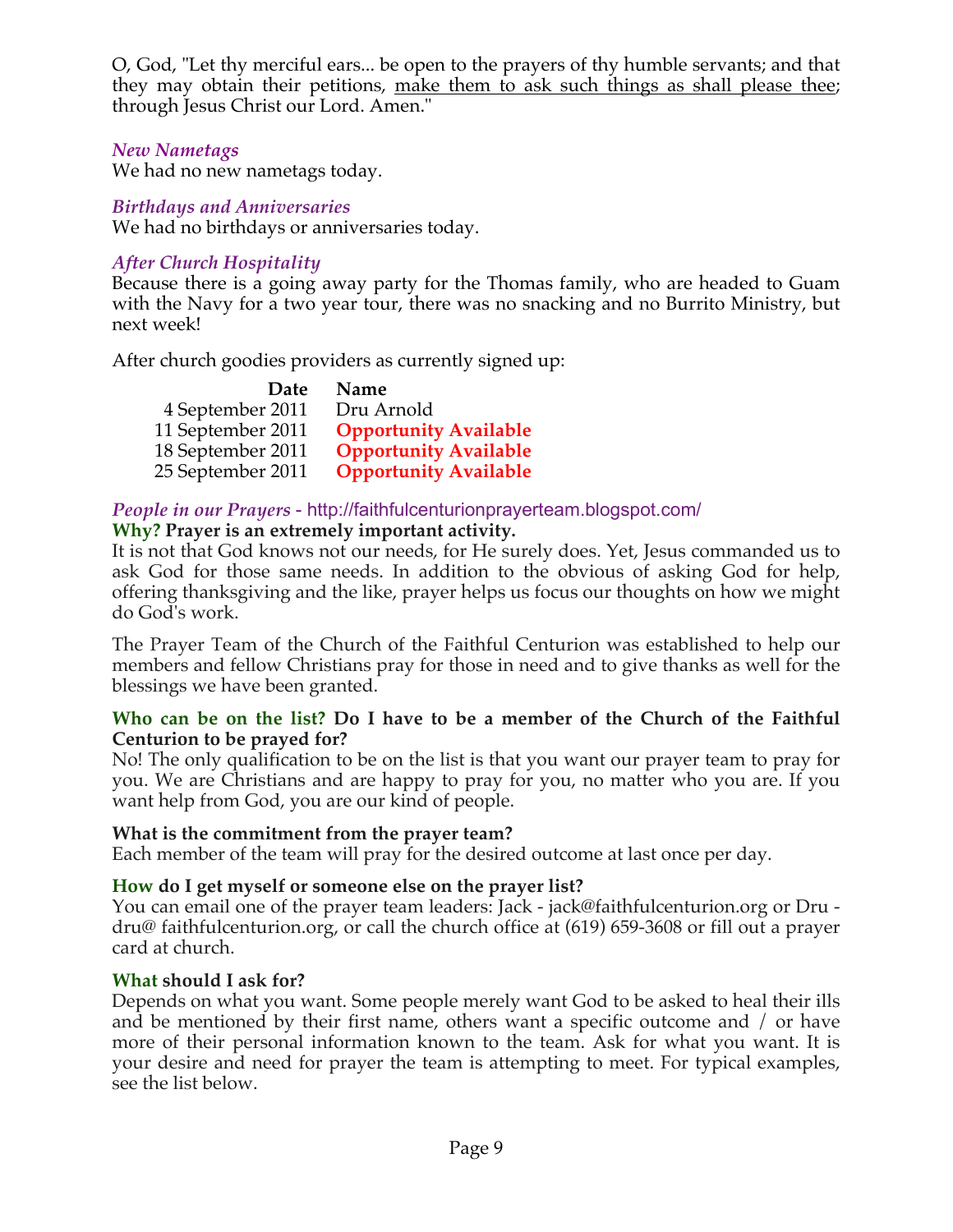O, God, "Let thy merciful ears... be open to the prayers of thy humble servants; and that they may obtain their petitions, <u>make them to ask such things as shall please thee</u>; through Jesus Christ our Lord. Amen."

### *New Nametags*

We had no new nametags today.

### *Birthdays and Anniversaries*

We had no birthdays or anniversaries today.

### *After Church Hospitality*

Because there is a going away party for the Thomas family, who are headed to Guam with the Navy for a two year tour, there was no snacking and no Burrito Ministry, but next week!

After church goodies providers as currently signed up:

| Date | Name |
|---|---|
| 4 September 2011 | Dru Arnold |
| 11 September 2011 | **Opportunity Available** |
| 18 September 2011 | **Opportunity Available** |
| 25 September 2011 | **Opportunity Available** |

### *People in our Prayers* - http://faithfulcenturionprayerteam.blogspot.com/

**Why? Prayer is an extremely important activity.**

It is not that God knows not our needs, for He surely does. Yet, Jesus commanded us to ask God for those same needs. In addition to the obvious of asking God for help, offering thanksgiving and the like, prayer helps us focus our thoughts on how we might do God's work.

The Prayer Team of the Church of the Faithful Centurion was established to help our members and fellow Christians pray for those in need and to give thanks as well for the blessings we have been granted.

**Who can be on the list? Do I have to be a member of the Church of the Faithful Centurion to be prayed for?**

No! The only qualification to be on the list is that you want our prayer team to pray for you. We are Christians and are happy to pray for you, no matter who you are. If you want help from God, you are our kind of people.

**What is the commitment from the prayer team?**

Each member of the team will pray for the desired outcome at last once per day.

**How do I get myself or someone else on the prayer list?**

You can email one of the prayer team leaders: Jack - jack@faithfulcenturion.org or Dru - dru@ faithfulcenturion.org, or call the church office at (619) 659-3608 or fill out a prayer card at church.

**What should I ask for?**

Depends on what you want. Some people merely want God to be asked to heal their ills and be mentioned by their first name, others want a specific outcome and / or have more of their personal information known to the team. Ask for what you want. It is your desire and need for prayer the team is attempting to meet. For typical examples, see the list below.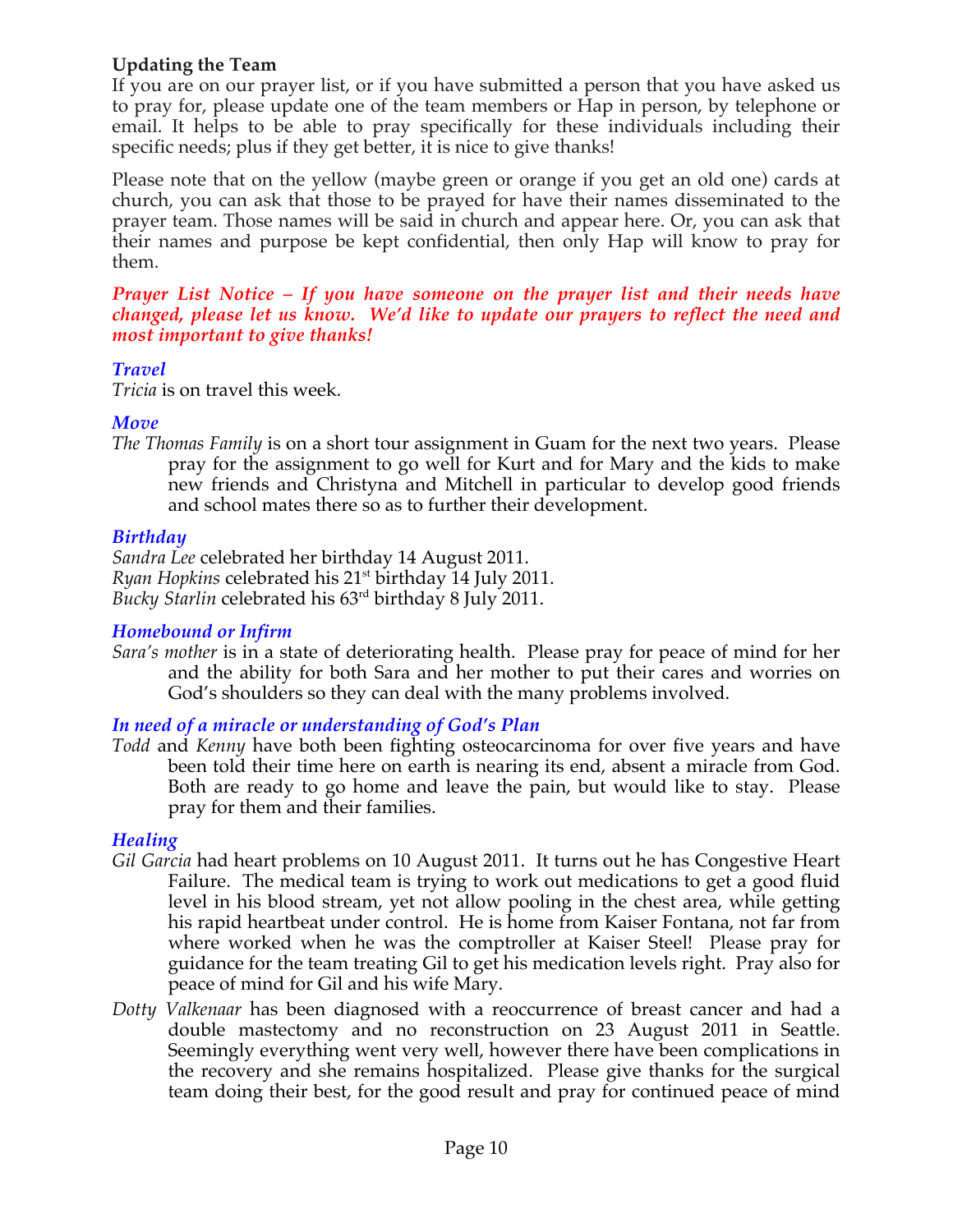**Updating the Team**

If you are on our prayer list, or if you have submitted a person that you have asked us to pray for, please update one of the team members or Hap in person, by telephone or email. It helps to be able to pray specifically for these individuals including their specific needs; plus if they get better, it is nice to give thanks!

Please note that on the yellow (maybe green or orange if you get an old one) cards at church, you can ask that those to be prayed for have their names disseminated to the prayer team. Those names will be said in church and appear here. Or, you can ask that their names and purpose be kept confidential, then only Hap will know to pray for them.

***Prayer List Notice – If you have someone on the prayer list and their needs have changed, please let us know. We'd like to update our prayers to reflect the need and most important to give thanks!***

### *Travel*

*Tricia* is on travel this week.

### *Move*

*The Thomas Family* is on a short tour assignment in Guam for the next two years. Please pray for the assignment to go well for Kurt and for Mary and the kids to make new friends and Christyna and Mitchell in particular to develop good friends and school mates there so as to further their development.

### *Birthday*

*Sandra Lee* celebrated her birthday 14 August 2011.
*Ryan Hopkins* celebrated his 21st birthday 14 July 2011.
*Bucky Starlin* celebrated his 63rd birthday 8 July 2011.

### *Homebound or Infirm*

*Sara's mother* is in a state of deteriorating health. Please pray for peace of mind for her and the ability for both Sara and her mother to put their cares and worries on God's shoulders so they can deal with the many problems involved.

### *In need of a miracle or understanding of God's Plan*

*Todd* and *Kenny* have both been fighting osteocarcinoma for over five years and have been told their time here on earth is nearing its end, absent a miracle from God. Both are ready to go home and leave the pain, but would like to stay. Please pray for them and their families.

### *Healing*

*Gil Garcia* had heart problems on 10 August 2011. It turns out he has Congestive Heart Failure. The medical team is trying to work out medications to get a good fluid level in his blood stream, yet not allow pooling in the chest area, while getting his rapid heartbeat under control. He is home from Kaiser Fontana, not far from where worked when he was the comptroller at Kaiser Steel! Please pray for guidance for the team treating Gil to get his medication levels right. Pray also for peace of mind for Gil and his wife Mary.

*Dotty Valkenaar* has been diagnosed with a reoccurrence of breast cancer and had a double mastectomy and no reconstruction on 23 August 2011 in Seattle. Seemingly everything went very well, however there have been complications in the recovery and she remains hospitalized. Please give thanks for the surgical team doing their best, for the good result and pray for continued peace of mind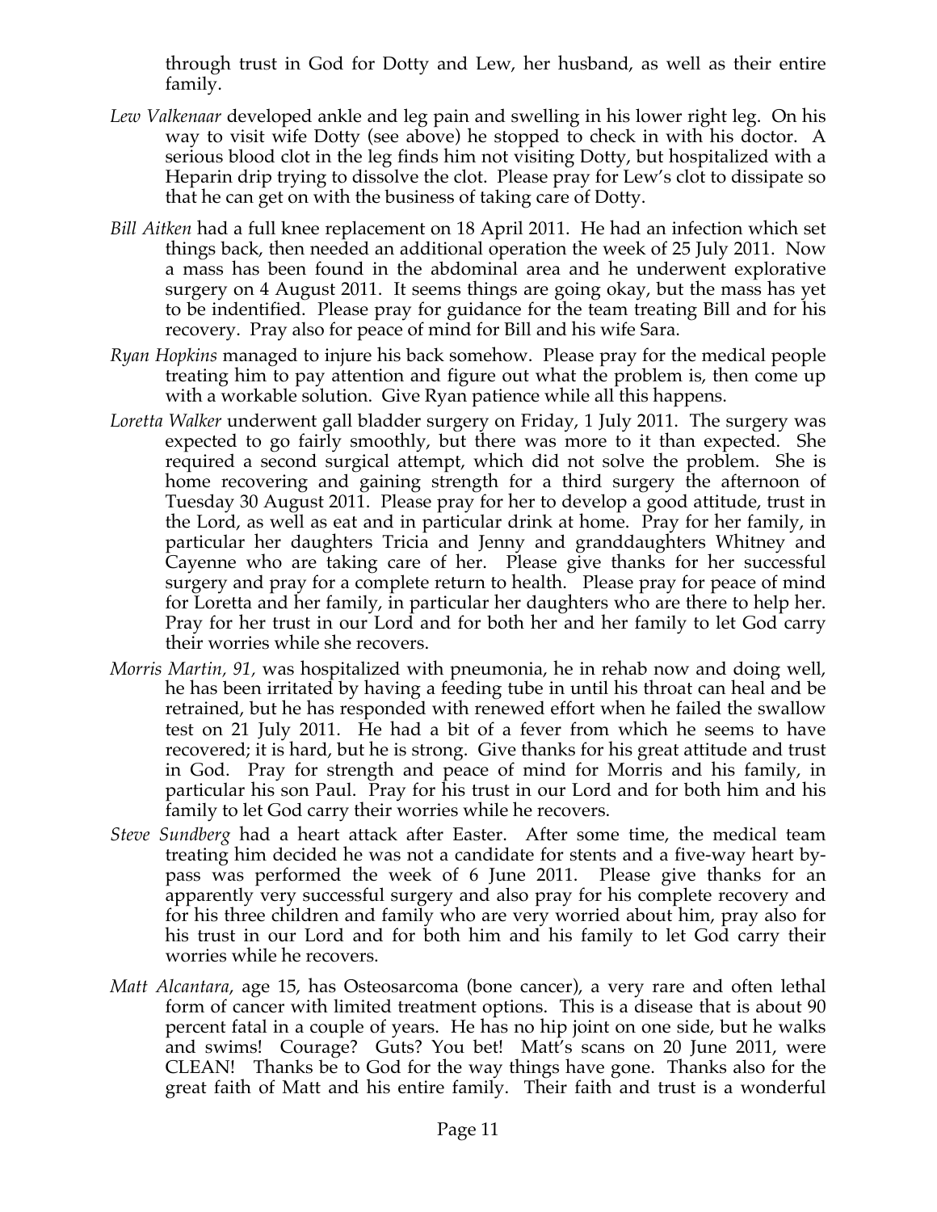through trust in God for Dotty and Lew, her husband, as well as their entire family.

*Lew Valkenaar* developed ankle and leg pain and swelling in his lower right leg. On his way to visit wife Dotty (see above) he stopped to check in with his doctor. A serious blood clot in the leg finds him not visiting Dotty, but hospitalized with a Heparin drip trying to dissolve the clot. Please pray for Lew's clot to dissipate so that he can get on with the business of taking care of Dotty.

*Bill Aitken* had a full knee replacement on 18 April 2011. He had an infection which set things back, then needed an additional operation the week of 25 July 2011. Now a mass has been found in the abdominal area and he underwent explorative surgery on 4 August 2011. It seems things are going okay, but the mass has yet to be indentified. Please pray for guidance for the team treating Bill and for his recovery. Pray also for peace of mind for Bill and his wife Sara.

*Ryan Hopkins* managed to injure his back somehow. Please pray for the medical people treating him to pay attention and figure out what the problem is, then come up with a workable solution. Give Ryan patience while all this happens.

*Loretta Walker* underwent gall bladder surgery on Friday, 1 July 2011. The surgery was expected to go fairly smoothly, but there was more to it than expected. She required a second surgical attempt, which did not solve the problem. She is home recovering and gaining strength for a third surgery the afternoon of Tuesday 30 August 2011. Please pray for her to develop a good attitude, trust in the Lord, as well as eat and in particular drink at home. Pray for her family, in particular her daughters Tricia and Jenny and granddaughters Whitney and Cayenne who are taking care of her. Please give thanks for her successful surgery and pray for a complete return to health. Please pray for peace of mind for Loretta and her family, in particular her daughters who are there to help her. Pray for her trust in our Lord and for both her and her family to let God carry their worries while she recovers.

*Morris Martin, 91,* was hospitalized with pneumonia, he in rehab now and doing well, he has been irritated by having a feeding tube in until his throat can heal and be retrained, but he has responded with renewed effort when he failed the swallow test on 21 July 2011. He had a bit of a fever from which he seems to have recovered; it is hard, but he is strong. Give thanks for his great attitude and trust in God. Pray for strength and peace of mind for Morris and his family, in particular his son Paul. Pray for his trust in our Lord and for both him and his family to let God carry their worries while he recovers.

*Steve Sundberg* had a heart attack after Easter. After some time, the medical team treating him decided he was not a candidate for stents and a five-way heart by-pass was performed the week of 6 June 2011. Please give thanks for an apparently very successful surgery and also pray for his complete recovery and for his three children and family who are very worried about him, pray also for his trust in our Lord and for both him and his family to let God carry their worries while he recovers.

*Matt Alcantara*, age 15, has Osteosarcoma (bone cancer), a very rare and often lethal form of cancer with limited treatment options. This is a disease that is about 90 percent fatal in a couple of years. He has no hip joint on one side, but he walks and swims! Courage? Guts? You bet! Matt's scans on 20 June 2011, were CLEAN! Thanks be to God for the way things have gone. Thanks also for the great faith of Matt and his entire family. Their faith and trust is a wonderful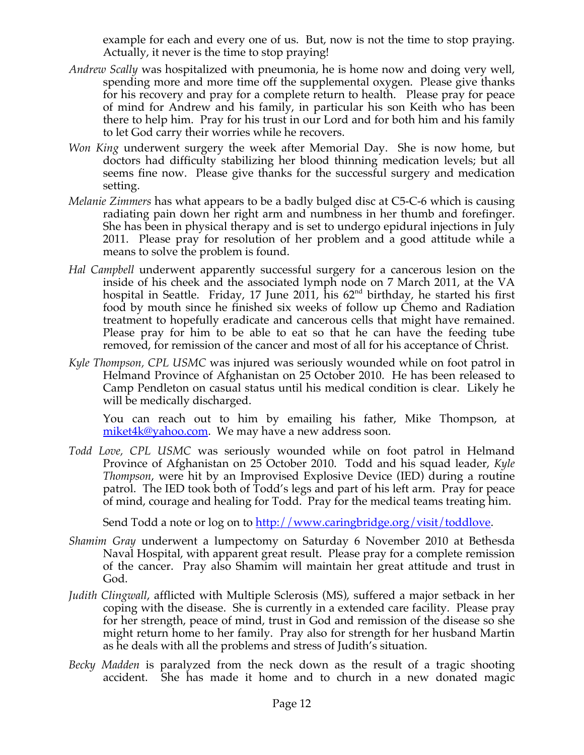example for each and every one of us. But, now is not the time to stop praying. Actually, it never is the time to stop praying!

*Andrew Scally* was hospitalized with pneumonia, he is home now and doing very well, spending more and more time off the supplemental oxygen. Please give thanks for his recovery and pray for a complete return to health. Please pray for peace of mind for Andrew and his family, in particular his son Keith who has been there to help him. Pray for his trust in our Lord and for both him and his family to let God carry their worries while he recovers.

*Won King* underwent surgery the week after Memorial Day. She is now home, but doctors had difficulty stabilizing her blood thinning medication levels; but all seems fine now. Please give thanks for the successful surgery and medication setting.

*Melanie Zimmers* has what appears to be a badly bulged disc at C5-C-6 which is causing radiating pain down her right arm and numbness in her thumb and forefinger. She has been in physical therapy and is set to undergo epidural injections in July 2011. Please pray for resolution of her problem and a good attitude while a means to solve the problem is found.

*Hal Campbell* underwent apparently successful surgery for a cancerous lesion on the inside of his cheek and the associated lymph node on 7 March 2011, at the VA hospital in Seattle. Friday, 17 June 2011, his 62nd birthday, he started his first food by mouth since he finished six weeks of follow up Chemo and Radiation treatment to hopefully eradicate and cancerous cells that might have remained. Please pray for him to be able to eat so that he can have the feeding tube removed, for remission of the cancer and most of all for his acceptance of Christ.

*Kyle Thompson, CPL USMC* was injured was seriously wounded while on foot patrol in Helmand Province of Afghanistan on 25 October 2010. He has been released to Camp Pendleton on casual status until his medical condition is clear. Likely he will be medically discharged.

You can reach out to him by emailing his father, Mike Thompson, at [miket4k@yahoo.com](mailto:miket4k@yahoo.com). We may have a new address soon.

*Todd Love, CPL USMC* was seriously wounded while on foot patrol in Helmand Province of Afghanistan on 25 October 2010. Todd and his squad leader, *Kyle Thompson*, were hit by an Improvised Explosive Device (IED) during a routine patrol. The IED took both of Todd's legs and part of his left arm. Pray for peace of mind, courage and healing for Todd. Pray for the medical teams treating him.

Send Todd a note or log on to [http://www.caringbridge.org/visit/toddlove](http://www.caringbridge.org/visit/toddlove).

*Shamim Gray* underwent a lumpectomy on Saturday 6 November 2010 at Bethesda Naval Hospital, with apparent great result. Please pray for a complete remission of the cancer. Pray also Shamim will maintain her great attitude and trust in God.

*Judith Clingwall*, afflicted with Multiple Sclerosis (MS), suffered a major setback in her coping with the disease. She is currently in a extended care facility. Please pray for her strength, peace of mind, trust in God and remission of the disease so she might return home to her family. Pray also for strength for her husband Martin as he deals with all the problems and stress of Judith's situation.

*Becky Madden* is paralyzed from the neck down as the result of a tragic shooting accident. She has made it home and to church in a new donated magic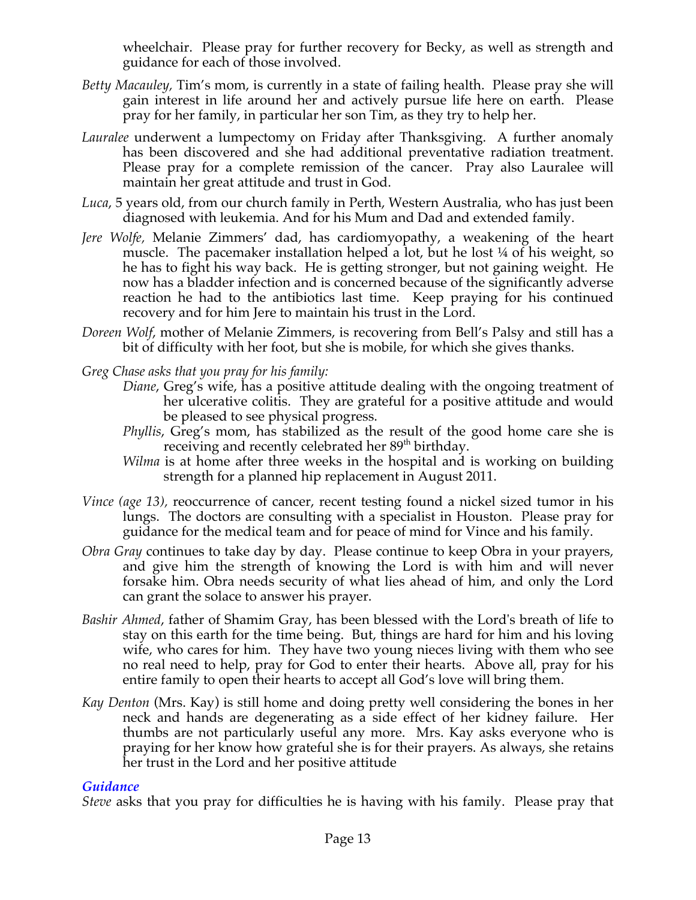wheelchair. Please pray for further recovery for Becky, as well as strength and guidance for each of those involved.

*Betty Macauley,* Tim's mom, is currently in a state of failing health. Please pray she will gain interest in life around her and actively pursue life here on earth. Please pray for her family, in particular her son Tim, as they try to help her.

*Lauralee* underwent a lumpectomy on Friday after Thanksgiving. A further anomaly has been discovered and she had additional preventative radiation treatment. Please pray for a complete remission of the cancer. Pray also Lauralee will maintain her great attitude and trust in God.

*Luca*, 5 years old, from our church family in Perth, Western Australia, who has just been diagnosed with leukemia. And for his Mum and Dad and extended family.

*Jere Wolfe,* Melanie Zimmers' dad, has cardiomyopathy, a weakening of the heart muscle. The pacemaker installation helped a lot, but he lost ¼ of his weight, so he has to fight his way back. He is getting stronger, but not gaining weight. He now has a bladder infection and is concerned because of the significantly adverse reaction he had to the antibiotics last time. Keep praying for his continued recovery and for him Jere to maintain his trust in the Lord.

*Doreen Wolf*, mother of Melanie Zimmers, is recovering from Bell's Palsy and still has a bit of difficulty with her foot, but she is mobile, for which she gives thanks.

*Greg Chase asks that you pray for his family:*

- *Diane*, Greg's wife, has a positive attitude dealing with the ongoing treatment of her ulcerative colitis. They are grateful for a positive attitude and would be pleased to see physical progress.
- *Phyllis*, Greg's mom, has stabilized as the result of the good home care she is receiving and recently celebrated her 89th birthday.
- *Wilma* is at home after three weeks in the hospital and is working on building strength for a planned hip replacement in August 2011.

*Vince (age 13),* reoccurrence of cancer, recent testing found a nickel sized tumor in his lungs. The doctors are consulting with a specialist in Houston. Please pray for guidance for the medical team and for peace of mind for Vince and his family.

*Obra Gray* continues to take day by day. Please continue to keep Obra in your prayers, and give him the strength of knowing the Lord is with him and will never forsake him. Obra needs security of what lies ahead of him, and only the Lord can grant the solace to answer his prayer.

*Bashir Ahmed*, father of Shamim Gray, has been blessed with the Lord's breath of life to stay on this earth for the time being. But, things are hard for him and his loving wife, who cares for him. They have two young nieces living with them who see no real need to help, pray for God to enter their hearts. Above all, pray for his entire family to open their hearts to accept all God's love will bring them.

*Kay Denton* (Mrs. Kay) is still home and doing pretty well considering the bones in her neck and hands are degenerating as a side effect of her kidney failure. Her thumbs are not particularly useful any more. Mrs. Kay asks everyone who is praying for her know how grateful she is for their prayers. As always, she retains her trust in the Lord and her positive attitude

### *Guidance*

*Steve* asks that you pray for difficulties he is having with his family. Please pray that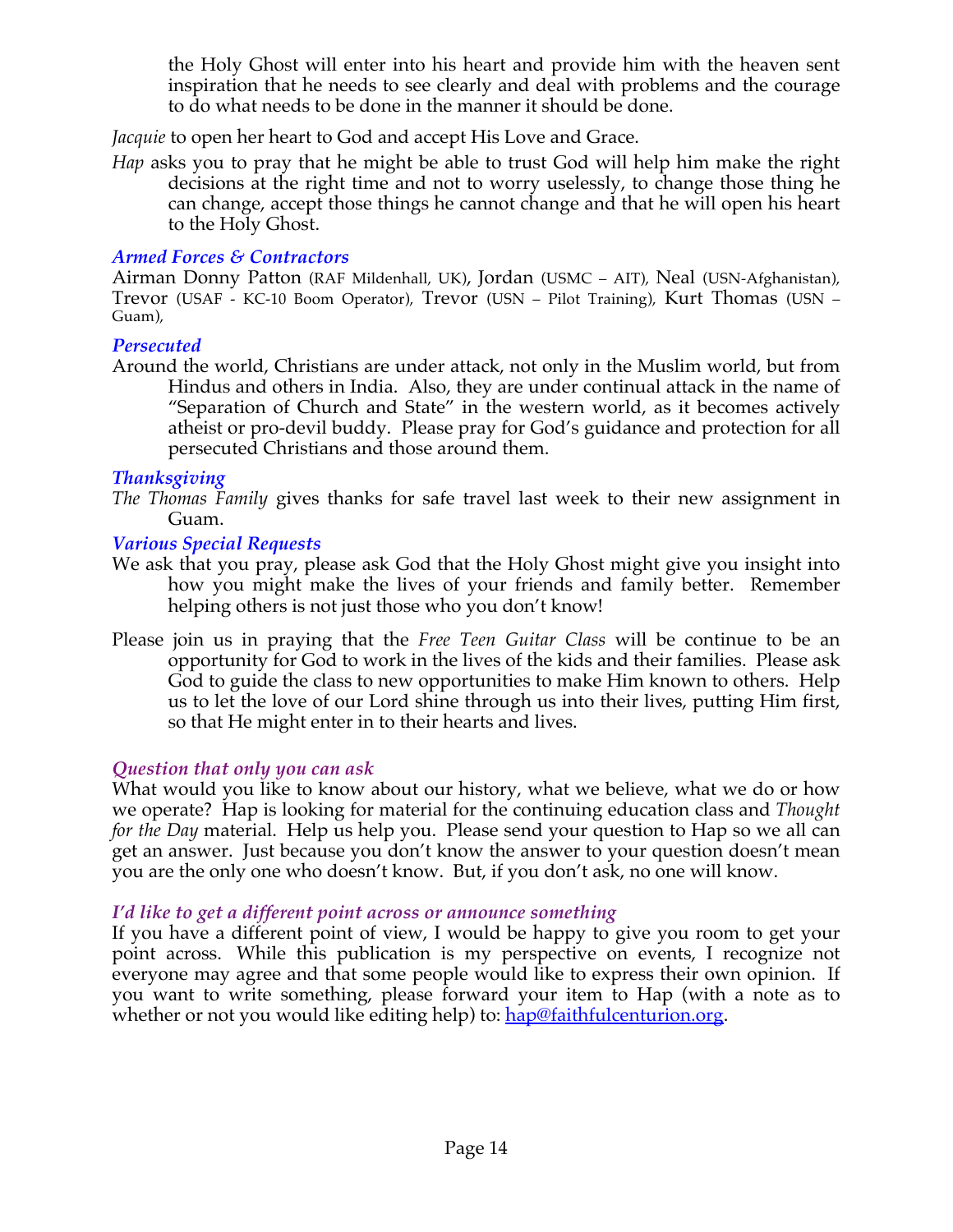the Holy Ghost will enter into his heart and provide him with the heaven sent inspiration that he needs to see clearly and deal with problems and the courage to do what needs to be done in the manner it should be done.

*Jacquie* to open her heart to God and accept His Love and Grace.

*Hap* asks you to pray that he might be able to trust God will help him make the right decisions at the right time and not to worry uselessly, to change those thing he can change, accept those things he cannot change and that he will open his heart to the Holy Ghost.

### *Armed Forces & Contractors*

Airman Donny Patton (RAF Mildenhall, UK), Jordan (USMC – AIT), Neal (USN-Afghanistan), Trevor (USAF - KC-10 Boom Operator), Trevor (USN – Pilot Training), Kurt Thomas (USN – Guam),

### *Persecuted*

Around the world, Christians are under attack, not only in the Muslim world, but from Hindus and others in India. Also, they are under continual attack in the name of "Separation of Church and State" in the western world, as it becomes actively atheist or pro-devil buddy. Please pray for God's guidance and protection for all persecuted Christians and those around them.

### *Thanksgiving*

*The Thomas Family* gives thanks for safe travel last week to their new assignment in Guam.

### *Various Special Requests*

We ask that you pray, please ask God that the Holy Ghost might give you insight into how you might make the lives of your friends and family better. Remember helping others is not just those who you don't know!

Please join us in praying that the *Free Teen Guitar Class* will be continue to be an opportunity for God to work in the lives of the kids and their families. Please ask God to guide the class to new opportunities to make Him known to others. Help us to let the love of our Lord shine through us into their lives, putting Him first, so that He might enter in to their hearts and lives.

### *Question that only you can ask*

What would you like to know about our history, what we believe, what we do or how we operate? Hap is looking for material for the continuing education class and *Thought for the Day* material. Help us help you. Please send your question to Hap so we all can get an answer. Just because you don't know the answer to your question doesn't mean you are the only one who doesn't know. But, if you don't ask, no one will know.

### *I'd like to get a different point across or announce something*

If you have a different point of view, I would be happy to give you room to get your point across. While this publication is my perspective on events, I recognize not everyone may agree and that some people would like to express their own opinion. If you want to write something, please forward your item to Hap (with a note as to whether or not you would like editing help) to: hap@faithfulcenturion.org.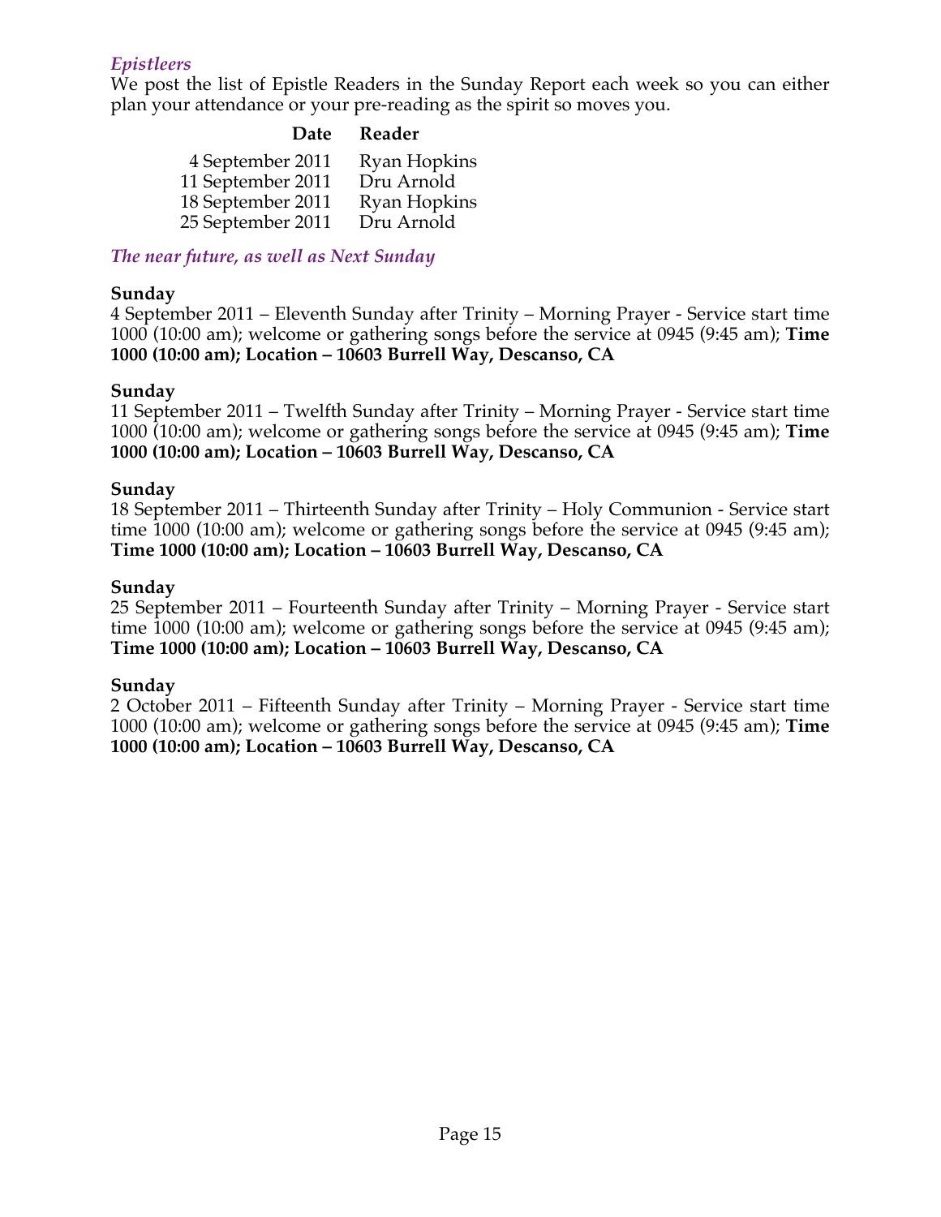### *Epistleers*

We post the list of Epistle Readers in the Sunday Report each week so you can either plan your attendance or your pre-reading as the spirit so moves you.

| Date | Reader |
|---|---|
| 4 September 2011 | Ryan Hopkins |
| 11 September 2011 | Dru Arnold |
| 18 September 2011 | Ryan Hopkins |
| 25 September 2011 | Dru Arnold |

### *The near future, as well as Next Sunday*

**Sunday**
4 September 2011 – Eleventh Sunday after Trinity – Morning Prayer - Service start time 1000 (10:00 am); welcome or gathering songs before the service at 0945 (9:45 am); **Time 1000 (10:00 am); Location – 10603 Burrell Way, Descanso, CA**

**Sunday**
11 September 2011 – Twelfth Sunday after Trinity – Morning Prayer - Service start time 1000 (10:00 am); welcome or gathering songs before the service at 0945 (9:45 am); **Time 1000 (10:00 am); Location – 10603 Burrell Way, Descanso, CA**

**Sunday**
18 September 2011 – Thirteenth Sunday after Trinity – Holy Communion - Service start time 1000 (10:00 am); welcome or gathering songs before the service at 0945 (9:45 am); **Time 1000 (10:00 am); Location – 10603 Burrell Way, Descanso, CA**

**Sunday**
25 September 2011 – Fourteenth Sunday after Trinity – Morning Prayer - Service start time 1000 (10:00 am); welcome or gathering songs before the service at 0945 (9:45 am); **Time 1000 (10:00 am); Location – 10603 Burrell Way, Descanso, CA**

**Sunday**
2 October 2011 – Fifteenth Sunday after Trinity – Morning Prayer - Service start time 1000 (10:00 am); welcome or gathering songs before the service at 0945 (9:45 am); **Time 1000 (10:00 am); Location – 10603 Burrell Way, Descanso, CA**